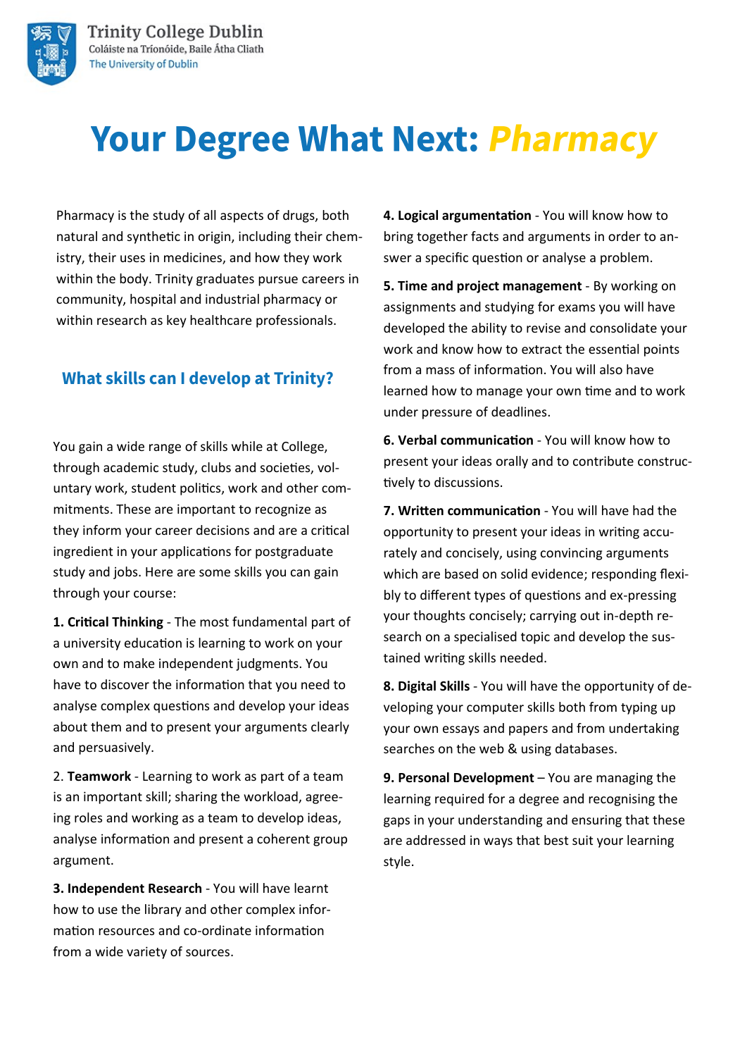Trinity College Dublin
Coláiste na Tríonóide, Baile Átha Cliath
The University of Dublin

# Your Degree What Next: *Pharmacy*

Pharmacy is the study of all aspects of drugs, both natural and synthetic in origin, including their chemistry, their uses in medicines, and how they work within the body. Trinity graduates pursue careers in community, hospital and industrial pharmacy or within research as key healthcare professionals.

## What skills can I develop at Trinity?

You gain a wide range of skills while at College, through academic study, clubs and societies, voluntary work, student politics, work and other commitments. These are important to recognize as they inform your career decisions and are a critical ingredient in your applications for postgraduate study and jobs. Here are some skills you can gain through your course:

**1. Critical Thinking** - The most fundamental part of a university education is learning to work on your own and to make independent judgments. You have to discover the information that you need to analyse complex questions and develop your ideas about them and to present your arguments clearly and persuasively.

2. **Teamwork** - Learning to work as part of a team is an important skill; sharing the workload, agreeing roles and working as a team to develop ideas, analyse information and present a coherent group argument.

**3. Independent Research** - You will have learnt how to use the library and other complex information resources and co-ordinate information from a wide variety of sources.

**4. Logical argumentation** - You will know how to bring together facts and arguments in order to answer a specific question or analyse a problem.

**5. Time and project management** - By working on assignments and studying for exams you will have developed the ability to revise and consolidate your work and know how to extract the essential points from a mass of information. You will also have learned how to manage your own time and to work under pressure of deadlines.

**6. Verbal communication** - You will know how to present your ideas orally and to contribute constructively to discussions.

**7. Written communication** - You will have had the opportunity to present your ideas in writing accurately and concisely, using convincing arguments which are based on solid evidence; responding flexibly to different types of questions and ex-pressing your thoughts concisely; carrying out in-depth research on a specialised topic and develop the sustained writing skills needed.

**8. Digital Skills** - You will have the opportunity of developing your computer skills both from typing up your own essays and papers and from undertaking searches on the web & using databases.

**9. Personal Development** – You are managing the learning required for a degree and recognising the gaps in your understanding and ensuring that these are addressed in ways that best suit your learning style.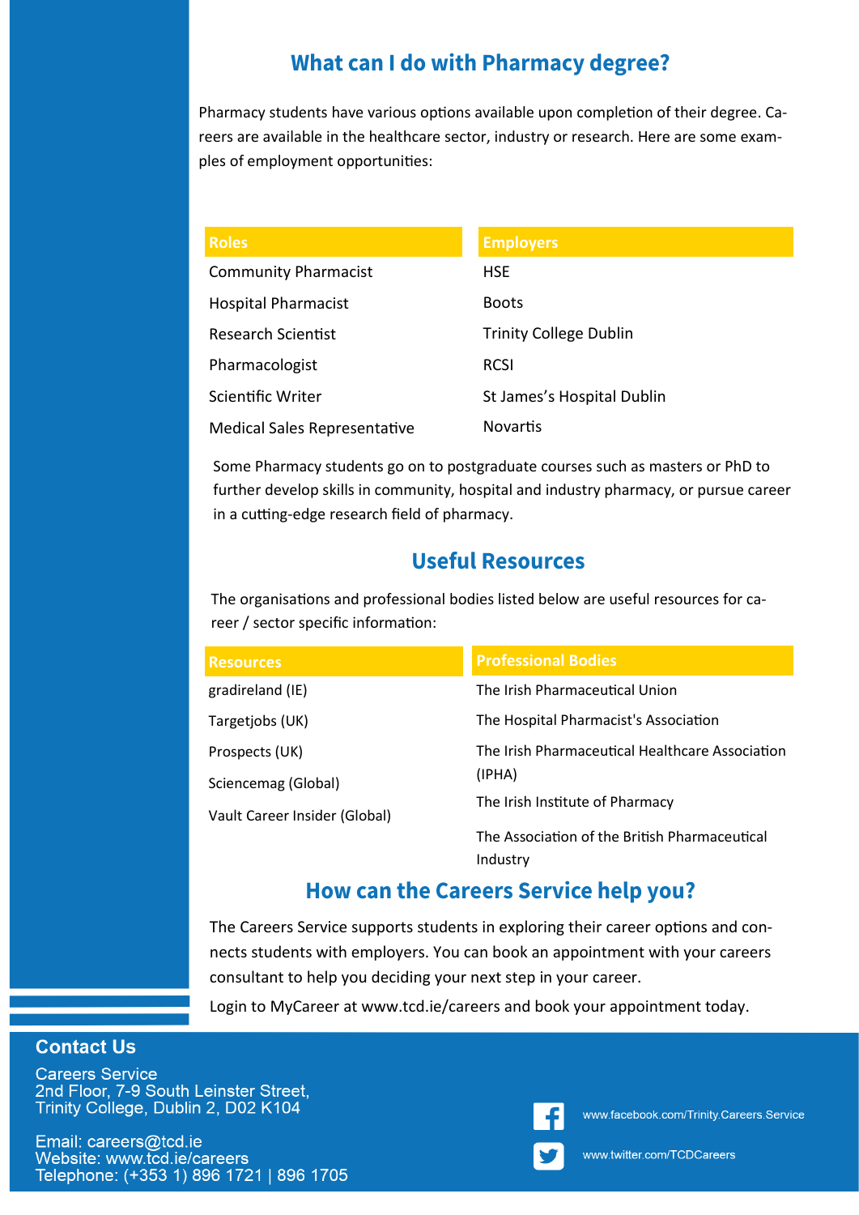## What can I do with Pharmacy degree?

Pharmacy students have various options available upon completion of their degree. Careers are available in the healthcare sector, industry or research. Here are some examples of employment opportunities:

| Roles | Employers |
|---|---|
| Community Pharmacist | HSE |
| Hospital Pharmacist | Boots |
| Research Scientist | Trinity College Dublin |
| Pharmacologist | RCSI |
| Scientific Writer | St James's Hospital Dublin |
| Medical Sales Representative | Novartis |

Some Pharmacy students go on to postgraduate courses such as masters or PhD to further develop skills in community, hospital and industry pharmacy, or pursue career in a cutting-edge research field of pharmacy.

## Useful Resources

The organisations and professional bodies listed below are useful resources for career / sector specific information:

| Resources | Professional Bodies |
|---|---|
| gradireland (IE) | The Irish Pharmaceutical Union |
| Targetjobs (UK) | The Hospital Pharmacist's Association |
| Prospects (UK) | The Irish Pharmaceutical Healthcare Association (IPHA) |
| Sciencemag (Global) | The Irish Institute of Pharmacy |
| Vault Career Insider (Global) | The Association of the British Pharmaceutical Industry |

## How can the Careers Service help you?

The Careers Service supports students in exploring their career options and connects students with employers. You can book an appointment with your careers consultant to help you deciding your next step in your career.

Login to MyCareer at www.tcd.ie/careers and book your appointment today.

### Contact Us

Careers Service
2nd Floor, 7-9 South Leinster Street,
Trinity College, Dublin 2, D02 K104

Email: careers@tcd.ie
Website: www.tcd.ie/careers
Telephone: (+353 1) 896 1721 | 896 1705

www.facebook.com/Trinity.Careers.Service

www.twitter.com/TCDCareers